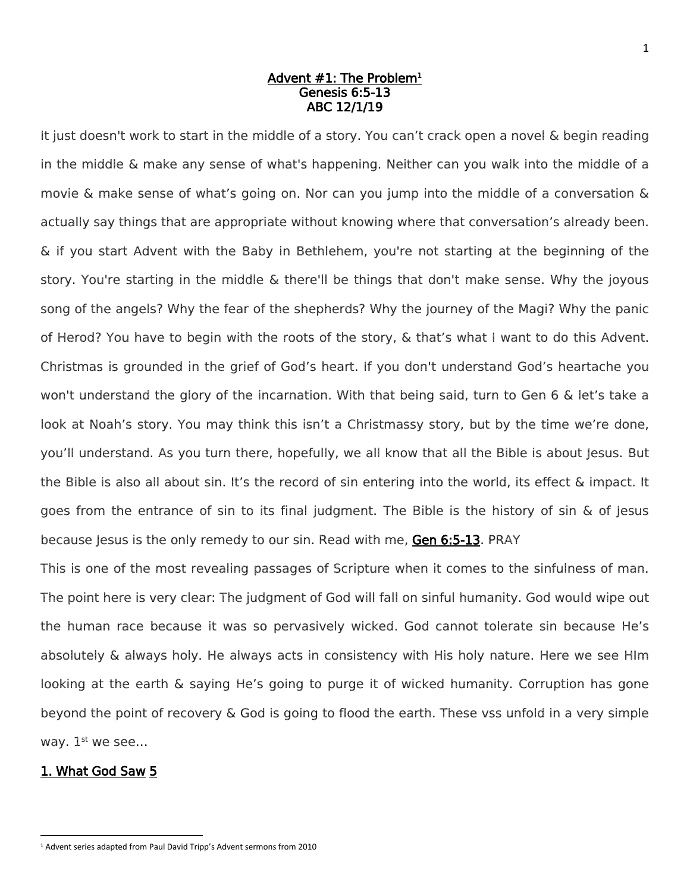**Advent #1: The Problem[1]**
**Genesis 6:5-13**
**ABC 12/1/19**

It just doesn't work to start in the middle of a story. You can't crack open a novel & begin reading in the middle & make any sense of what's happening. Neither can you walk into the middle of a movie & make sense of what's going on. Nor can you jump into the middle of a conversation & actually say things that are appropriate without knowing where that conversation's already been. & if you start Advent with the Baby in Bethlehem, you're not starting at the beginning of the story. You're starting in the middle & there'll be things that don't make sense. Why the joyous song of the angels? Why the fear of the shepherds? Why the journey of the Magi? Why the panic of Herod? You have to begin with the roots of the story, & that's what I want to do this Advent. Christmas is grounded in the grief of God's heart. If you don't understand God's heartache you won't understand the glory of the incarnation. With that being said, turn to Gen 6 & let's take a look at Noah's story. You may think this isn't a Christmassy story, but by the time we're done, you'll understand. As you turn there, hopefully, we all know that all the Bible is about Jesus. But the Bible is also all about sin. It's the record of sin entering into the world, its effect & impact. It goes from the entrance of sin to its final judgment. The Bible is the history of sin & of Jesus because Jesus is the only remedy to our sin. Read with me, **Gen 6:5-13**. PRAY

This is one of the most revealing passages of Scripture when it comes to the sinfulness of man. The point here is very clear: The judgment of God will fall on sinful humanity. God would wipe out the human race because it was so pervasively wicked. God cannot tolerate sin because He's absolutely & always holy. He always acts in consistency with His holy nature. Here we see HIm looking at the earth & saying He's going to purge it of wicked humanity. Corruption has gone beyond the point of recovery & God is going to flood the earth. These vss unfold in a very simple way. 1st we see…

## 1. What God Saw 5

[1] Advent series adapted from Paul David Tripp's Advent sermons from 2010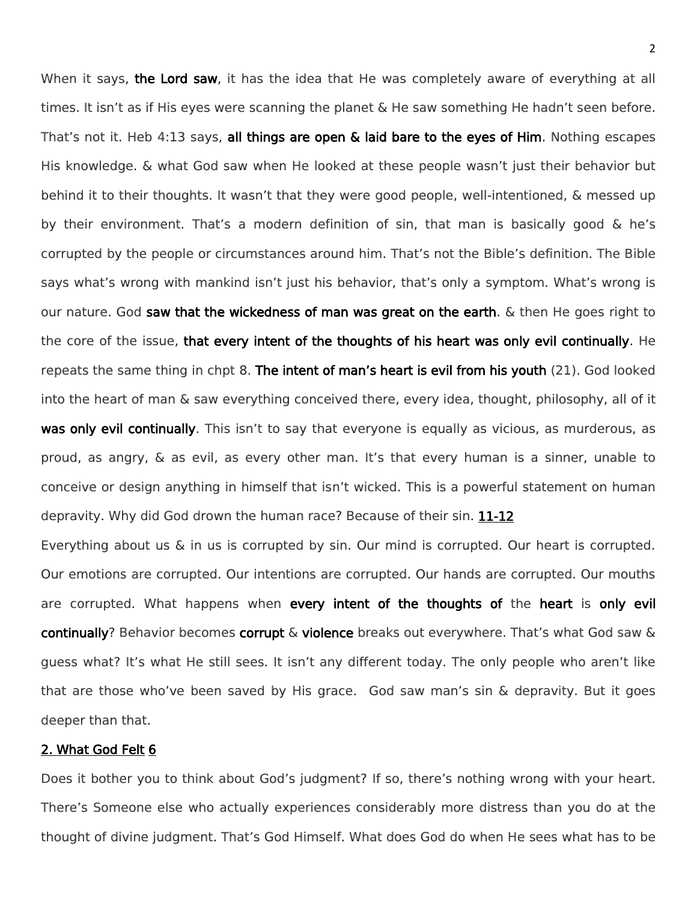When it says, **the Lord saw**, it has the idea that He was completely aware of everything at all times. It isn't as if His eyes were scanning the planet & He saw something He hadn't seen before. That's not it. Heb 4:13 says, **all things are open & laid bare to the eyes of Him**. Nothing escapes His knowledge. & what God saw when He looked at these people wasn't just their behavior but behind it to their thoughts. It wasn't that they were good people, well-intentioned, & messed up by their environment. That's a modern definition of sin, that man is basically good & he's corrupted by the people or circumstances around him. That's not the Bible's definition. The Bible says what's wrong with mankind isn't just his behavior, that's only a symptom. What's wrong is our nature. God **saw that the wickedness of man was great on the earth**. & then He goes right to the core of the issue, **that every intent of the thoughts of his heart was only evil continually**. He repeats the same thing in chpt 8. **The intent of man's heart is evil from his youth** (21). God looked into the heart of man & saw everything conceived there, every idea, thought, philosophy, all of it **was only evil continually**. This isn't to say that everyone is equally as vicious, as murderous, as proud, as angry, & as evil, as every other man. It's that every human is a sinner, unable to conceive or design anything in himself that isn't wicked. This is a powerful statement on human depravity. Why did God drown the human race? Because of their sin. **11-12**

Everything about us & in us is corrupted by sin. Our mind is corrupted. Our heart is corrupted. Our emotions are corrupted. Our intentions are corrupted. Our hands are corrupted. Our mouths are corrupted. What happens when **every intent of the thoughts of** the **heart** is **only evil continually**? Behavior becomes **corrupt** & **violence** breaks out everywhere. That's what God saw & guess what? It's what He still sees. It isn't any different today. The only people who aren't like that are those who've been saved by His grace. God saw man's sin & depravity. But it goes deeper than that.

## 2. What God Felt 6

Does it bother you to think about God's judgment? If so, there's nothing wrong with your heart. There's Someone else who actually experiences considerably more distress than you do at the thought of divine judgment. That's God Himself. What does God do when He sees what has to be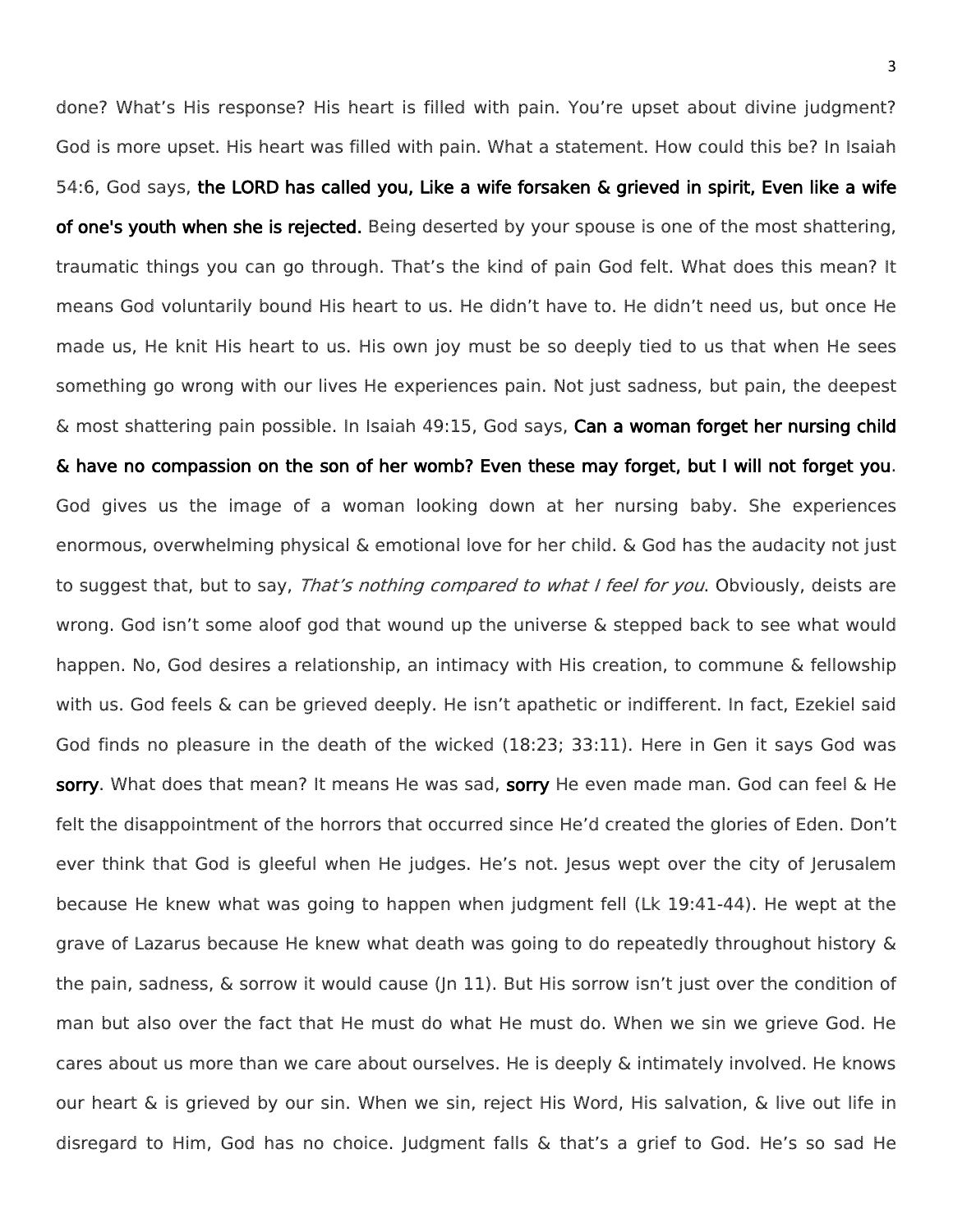done? What's His response? His heart is filled with pain. You're upset about divine judgment? God is more upset. His heart was filled with pain. What a statement. How could this be? In Isaiah 54:6, God says, **the LORD has called you, Like a wife forsaken & grieved in spirit, Even like a wife of one's youth when she is rejected.** Being deserted by your spouse is one of the most shattering, traumatic things you can go through. That's the kind of pain God felt. What does this mean? It means God voluntarily bound His heart to us. He didn't have to. He didn't need us, but once He made us, He knit His heart to us. His own joy must be so deeply tied to us that when He sees something go wrong with our lives He experiences pain. Not just sadness, but pain, the deepest & most shattering pain possible. In Isaiah 49:15, God says, **Can a woman forget her nursing child & have no compassion on the son of her womb? Even these may forget, but I will not forget you**. God gives us the image of a woman looking down at her nursing baby. She experiences enormous, overwhelming physical & emotional love for her child. & God has the audacity not just to suggest that, but to say, *That's nothing compared to what I feel for you*. Obviously, deists are wrong. God isn't some aloof god that wound up the universe & stepped back to see what would happen. No, God desires a relationship, an intimacy with His creation, to commune & fellowship with us. God feels & can be grieved deeply. He isn't apathetic or indifferent. In fact, Ezekiel said God finds no pleasure in the death of the wicked (18:23; 33:11). Here in Gen it says God was **sorry**. What does that mean? It means He was sad, **sorry** He even made man. God can feel & He felt the disappointment of the horrors that occurred since He'd created the glories of Eden. Don't ever think that God is gleeful when He judges. He's not. Jesus wept over the city of Jerusalem because He knew what was going to happen when judgment fell (Lk 19:41-44). He wept at the grave of Lazarus because He knew what death was going to do repeatedly throughout history & the pain, sadness, & sorrow it would cause (Jn 11). But His sorrow isn't just over the condition of man but also over the fact that He must do what He must do. When we sin we grieve God. He cares about us more than we care about ourselves. He is deeply & intimately involved. He knows our heart & is grieved by our sin. When we sin, reject His Word, His salvation, & live out life in disregard to Him, God has no choice. Judgment falls & that's a grief to God. He's so sad He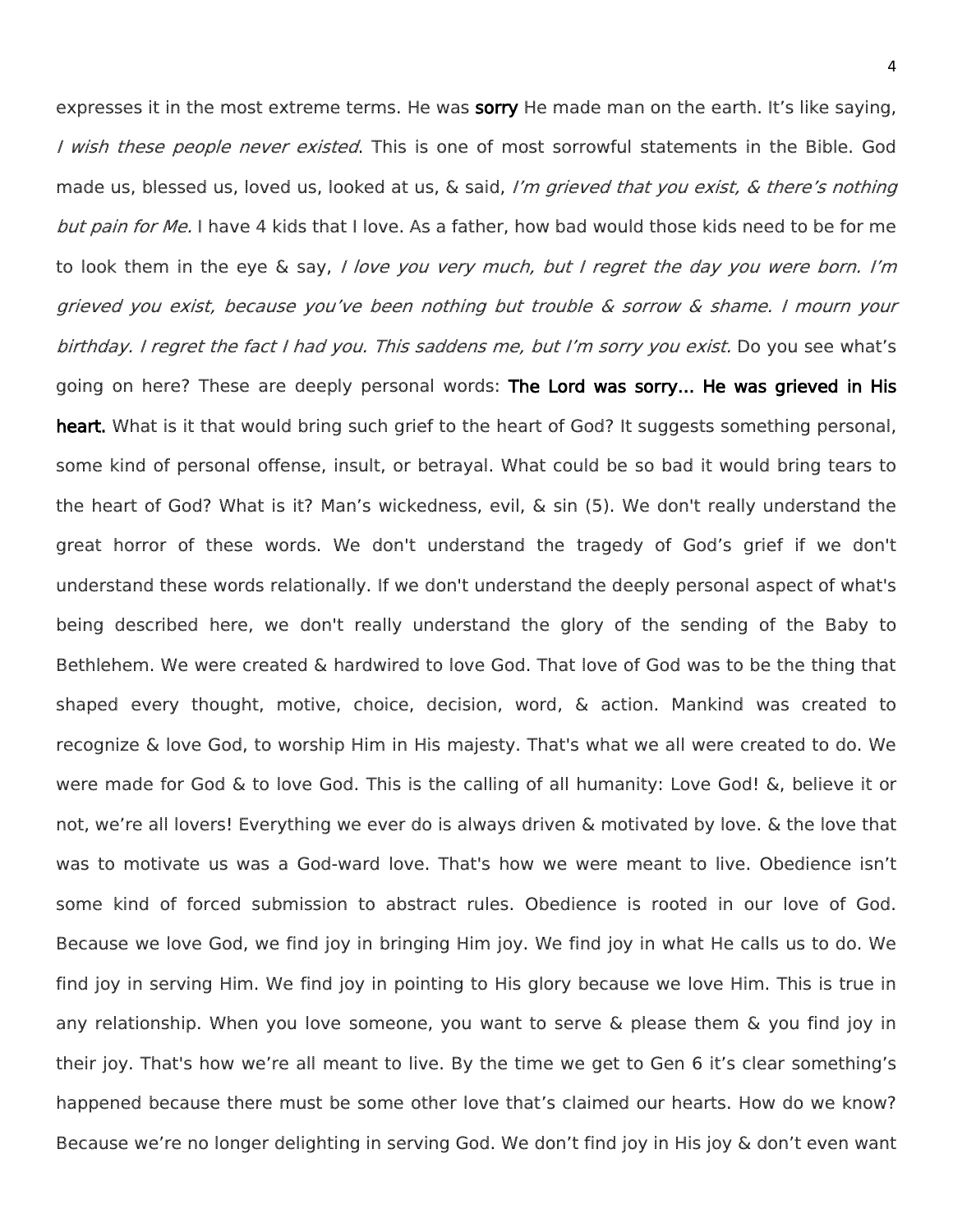expresses it in the most extreme terms. He was **sorry** He made man on the earth. It's like saying, *I wish these people never existed*. This is one of most sorrowful statements in the Bible. God made us, blessed us, loved us, looked at us, & said, *I'm grieved that you exist, & there's nothing but pain for Me.* I have 4 kids that I love. As a father, how bad would those kids need to be for me to look them in the eye & say, *I love you very much, but I regret the day you were born. I'm grieved you exist, because you've been nothing but trouble & sorrow & shame. I mourn your birthday. I regret the fact I had you. This saddens me, but I'm sorry you exist.* Do you see what's going on here? These are deeply personal words: **The Lord was sorry… He was grieved in His heart.** What is it that would bring such grief to the heart of God? It suggests something personal, some kind of personal offense, insult, or betrayal. What could be so bad it would bring tears to the heart of God? What is it? Man's wickedness, evil, & sin (5). We don't really understand the great horror of these words. We don't understand the tragedy of God's grief if we don't understand these words relationally. If we don't understand the deeply personal aspect of what's being described here, we don't really understand the glory of the sending of the Baby to Bethlehem. We were created & hardwired to love God. That love of God was to be the thing that shaped every thought, motive, choice, decision, word, & action. Mankind was created to recognize & love God, to worship Him in His majesty. That's what we all were created to do. We were made for God & to love God. This is the calling of all humanity: Love God! &, believe it or not, we're all lovers! Everything we ever do is always driven & motivated by love. & the love that was to motivate us was a God-ward love. That's how we were meant to live. Obedience isn't some kind of forced submission to abstract rules. Obedience is rooted in our love of God. Because we love God, we find joy in bringing Him joy. We find joy in what He calls us to do. We find joy in serving Him. We find joy in pointing to His glory because we love Him. This is true in any relationship. When you love someone, you want to serve & please them & you find joy in their joy. That's how we're all meant to live. By the time we get to Gen 6 it's clear something's happened because there must be some other love that's claimed our hearts. How do we know? Because we're no longer delighting in serving God. We don't find joy in His joy & don't even want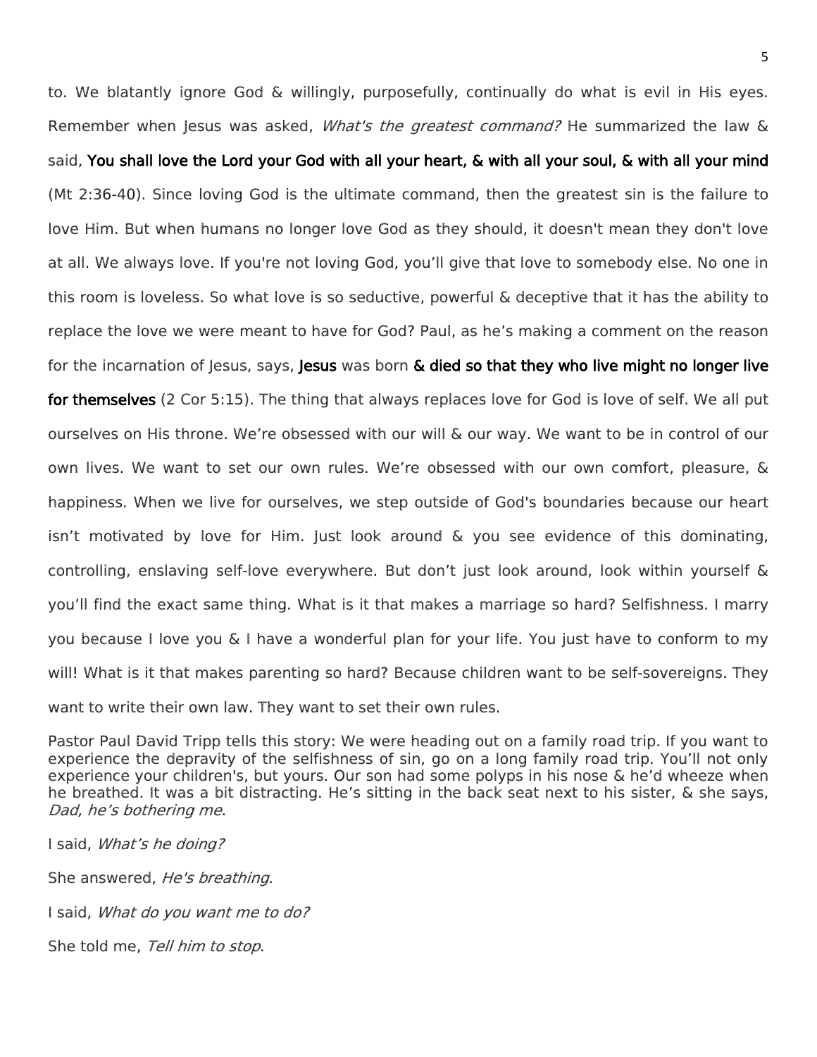to. We blatantly ignore God & willingly, purposefully, continually do what is evil in His eyes. Remember when Jesus was asked, *What's the greatest command?* He summarized the law & said, **You shall love the Lord your God with all your heart, & with all your soul, & with all your mind** (Mt 2:36-40). Since loving God is the ultimate command, then the greatest sin is the failure to love Him. But when humans no longer love God as they should, it doesn't mean they don't love at all. We always love. If you're not loving God, you'll give that love to somebody else. No one in this room is loveless. So what love is so seductive, powerful & deceptive that it has the ability to replace the love we were meant to have for God? Paul, as he's making a comment on the reason for the incarnation of Jesus, says, **Jesus** was born **& died so that they who live might no longer live for themselves** (2 Cor 5:15). The thing that always replaces love for God is love of self. We all put ourselves on His throne. We're obsessed with our will & our way. We want to be in control of our own lives. We want to set our own rules. We're obsessed with our own comfort, pleasure, & happiness. When we live for ourselves, we step outside of God's boundaries because our heart isn't motivated by love for Him. Just look around & you see evidence of this dominating, controlling, enslaving self-love everywhere. But don't just look around, look within yourself & you'll find the exact same thing. What is it that makes a marriage so hard? Selfishness. I marry you because I love you & I have a wonderful plan for your life. You just have to conform to my will! What is it that makes parenting so hard? Because children want to be self-sovereigns. They want to write their own law. They want to set their own rules.

Pastor Paul David Tripp tells this story: We were heading out on a family road trip. If you want to experience the depravity of the selfishness of sin, go on a long family road trip. You'll not only experience your children's, but yours. Our son had some polyps in his nose & he'd wheeze when he breathed. It was a bit distracting. He's sitting in the back seat next to his sister, & she says, *Dad, he's bothering me*.

I said, *What's he doing?*

She answered, *He's breathing*.

I said, *What do you want me to do?*

She told me, *Tell him to stop*.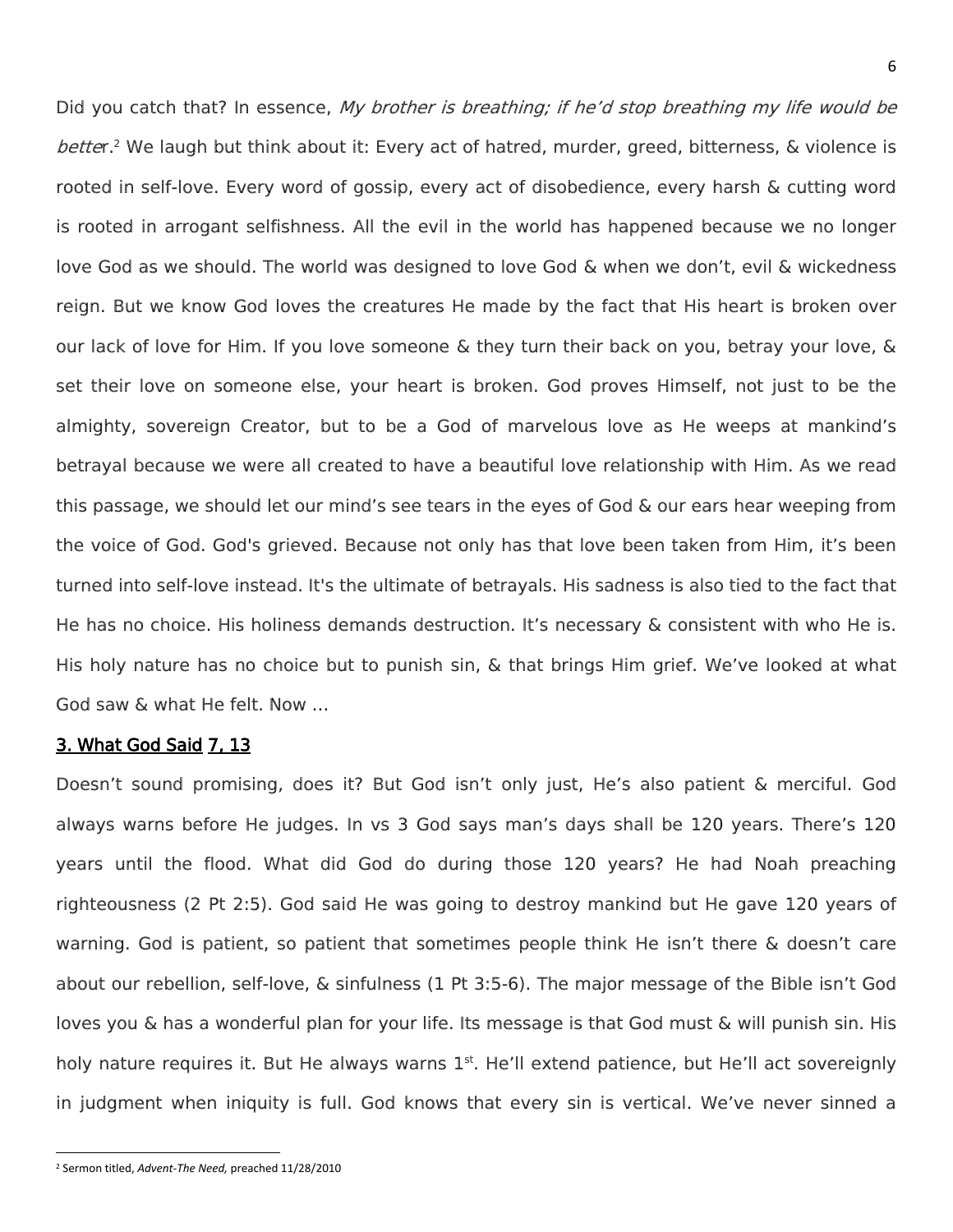Did you catch that? In essence, *My brother is breathing; if he'd stop breathing my life would be better*.[2] We laugh but think about it: Every act of hatred, murder, greed, bitterness, & violence is rooted in self-love. Every word of gossip, every act of disobedience, every harsh & cutting word is rooted in arrogant selfishness. All the evil in the world has happened because we no longer love God as we should. The world was designed to love God & when we don't, evil & wickedness reign. But we know God loves the creatures He made by the fact that His heart is broken over our lack of love for Him. If you love someone & they turn their back on you, betray your love, & set their love on someone else, your heart is broken. God proves Himself, not just to be the almighty, sovereign Creator, but to be a God of marvelous love as He weeps at mankind's betrayal because we were all created to have a beautiful love relationship with Him. As we read this passage, we should let our mind's see tears in the eyes of God & our ears hear weeping from the voice of God. God's grieved. Because not only has that love been taken from Him, it's been turned into self-love instead. It's the ultimate of betrayals. His sadness is also tied to the fact that He has no choice. His holiness demands destruction. It's necessary & consistent with who He is. His holy nature has no choice but to punish sin, & that brings Him grief. We've looked at what God saw & what He felt. Now …

**3. What God Said 7, 13**

Doesn't sound promising, does it? But God isn't only just, He's also patient & merciful. God always warns before He judges. In vs 3 God says man's days shall be 120 years. There's 120 years until the flood. What did God do during those 120 years? He had Noah preaching righteousness (2 Pt 2:5). God said He was going to destroy mankind but He gave 120 years of warning. God is patient, so patient that sometimes people think He isn't there & doesn't care about our rebellion, self-love, & sinfulness (1 Pt 3:5-6). The major message of the Bible isn't God loves you & has a wonderful plan for your life. Its message is that God must & will punish sin. His holy nature requires it. But He always warns 1st. He'll extend patience, but He'll act sovereignly in judgment when iniquity is full. God knows that every sin is vertical. We've never sinned a

[2] Sermon titled, *Advent-The Need,* preached 11/28/2010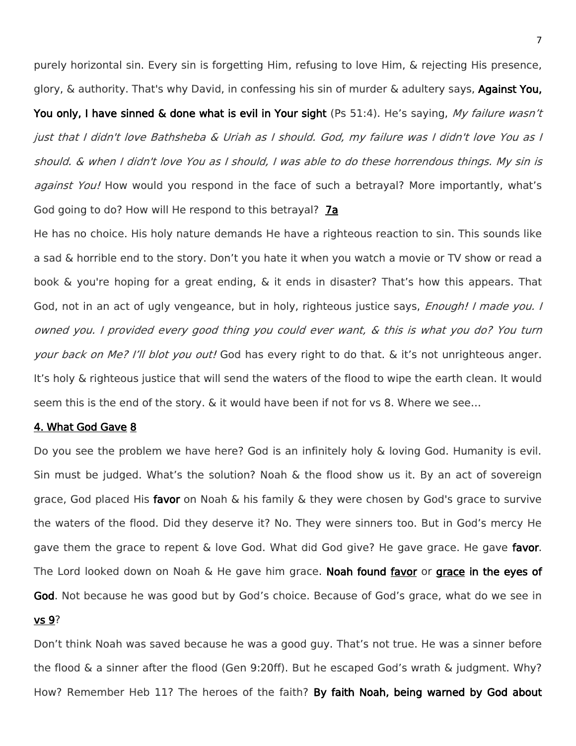purely horizontal sin. Every sin is forgetting Him, refusing to love Him, & rejecting His presence, glory, & authority. That's why David, in confessing his sin of murder & adultery says, **Against You, You only, I have sinned & done what is evil in Your sight** (Ps 51:4). He's saying, *My failure wasn't just that I didn't love Bathsheba & Uriah as I should. God, my failure was I didn't love You as I should. & when I didn't love You as I should, I was able to do these horrendous things. My sin is against You!* How would you respond in the face of such a betrayal? More importantly, what's God going to do? How will He respond to this betrayal? **<u>7a</u>**

He has no choice. His holy nature demands He have a righteous reaction to sin. This sounds like a sad & horrible end to the story. Don't you hate it when you watch a movie or TV show or read a book & you're hoping for a great ending, & it ends in disaster? That's how this appears. That God, not in an act of ugly vengeance, but in holy, righteous justice says, *Enough! I made you. I owned you. I provided every good thing you could ever want, & this is what you do? You turn your back on Me? I'll blot you out!* God has every right to do that. & it's not unrighteous anger. It's holy & righteous justice that will send the waters of the flood to wipe the earth clean. It would seem this is the end of the story. & it would have been if not for vs 8. Where we see…

**<u>4. What God Gave 8</u>**

Do you see the problem we have here? God is an infinitely holy & loving God. Humanity is evil. Sin must be judged. What's the solution? Noah & the flood show us it. By an act of sovereign grace, God placed His **favor** on Noah & his family & they were chosen by God's grace to survive the waters of the flood. Did they deserve it? No. They were sinners too. But in God's mercy He gave them the grace to repent & love God. What did God give? He gave grace. He gave **favor**. The Lord looked down on Noah & He gave him grace. **Noah found <u>favor</u>** or **<u>grace</u> in the eyes of God**. Not because he was good but by God's choice. Because of God's grace, what do we see in **<u>vs 9</u>**?

Don't think Noah was saved because he was a good guy. That's not true. He was a sinner before the flood & a sinner after the flood (Gen 9:20ff). But he escaped God's wrath & judgment. Why? How? Remember Heb 11? The heroes of the faith? **By faith Noah, being warned by God about**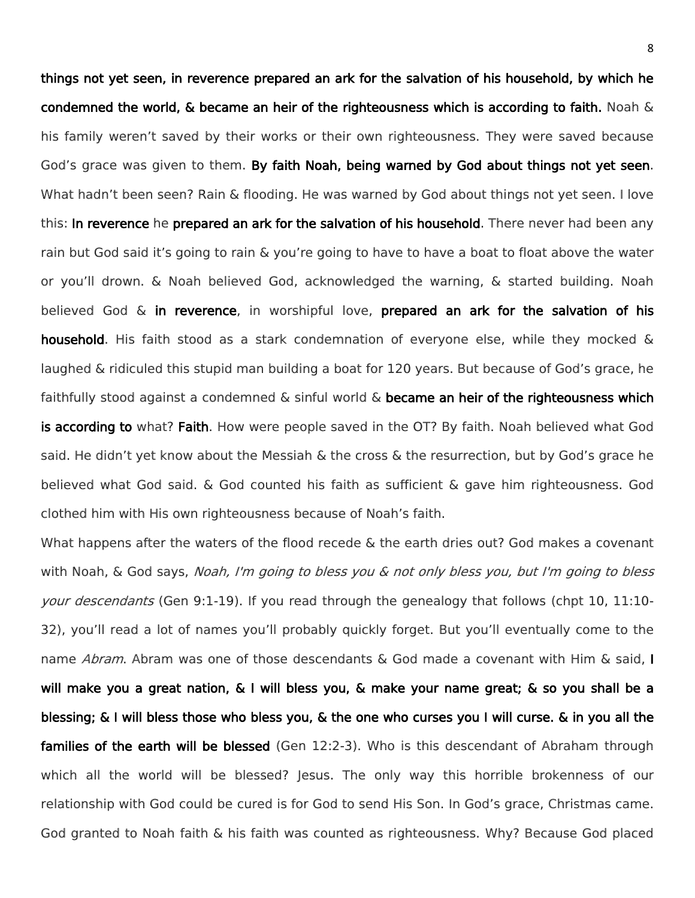**things not yet seen, in reverence prepared an ark for the salvation of his household, by which he condemned the world, & became an heir of the righteousness which is according to faith.** Noah & his family weren't saved by their works or their own righteousness. They were saved because God's grace was given to them. **By faith Noah, being warned by God about things not yet seen**. What hadn't been seen? Rain & flooding. He was warned by God about things not yet seen. I love this: **In reverence** he **prepared an ark for the salvation of his household**. There never had been any rain but God said it's going to rain & you're going to have to have a boat to float above the water or you'll drown. & Noah believed God, acknowledged the warning, & started building. Noah believed God & **in reverence**, in worshipful love, **prepared an ark for the salvation of his household**. His faith stood as a stark condemnation of everyone else, while they mocked & laughed & ridiculed this stupid man building a boat for 120 years. But because of God's grace, he faithfully stood against a condemned & sinful world & **became an heir of the righteousness which is according to** what? **Faith**. How were people saved in the OT? By faith. Noah believed what God said. He didn't yet know about the Messiah & the cross & the resurrection, but by God's grace he believed what God said. & God counted his faith as sufficient & gave him righteousness. God clothed him with His own righteousness because of Noah's faith.

What happens after the waters of the flood recede & the earth dries out? God makes a covenant with Noah, & God says, *Noah, I'm going to bless you & not only bless you, but I'm going to bless your descendants* (Gen 9:1-19). If you read through the genealogy that follows (chpt 10, 11:10-32), you'll read a lot of names you'll probably quickly forget. But you'll eventually come to the name *Abram*. Abram was one of those descendants & God made a covenant with Him & said, **I will make you a great nation, & I will bless you, & make your name great; & so you shall be a blessing; & I will bless those who bless you, & the one who curses you I will curse. & in you all the families of the earth will be blessed** (Gen 12:2-3). Who is this descendant of Abraham through which all the world will be blessed? Jesus. The only way this horrible brokenness of our relationship with God could be cured is for God to send His Son. In God's grace, Christmas came. God granted to Noah faith & his faith was counted as righteousness. Why? Because God placed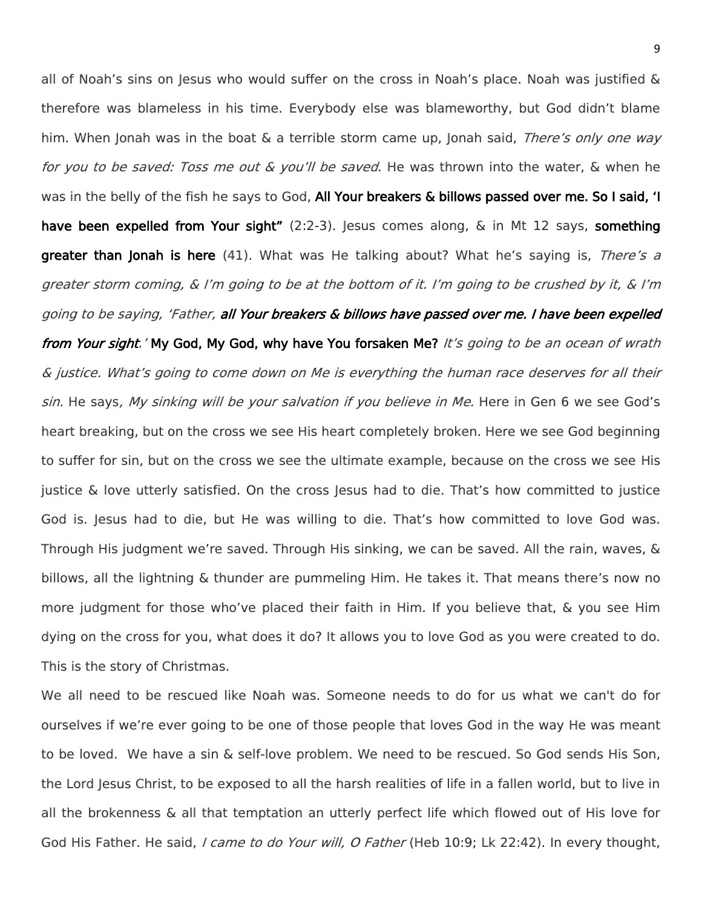all of Noah's sins on Jesus who would suffer on the cross in Noah's place. Noah was justified & therefore was blameless in his time. Everybody else was blameworthy, but God didn't blame him. When Jonah was in the boat & a terrible storm came up, Jonah said, *There's only one way for you to be saved: Toss me out & you'll be saved*. He was thrown into the water, & when he was in the belly of the fish he says to God, **All Your breakers & billows passed over me. So I said, 'I have been expelled from Your sight"** (2:2-3). Jesus comes along, & in Mt 12 says, **something greater than Jonah is here** (41). What was He talking about? What he's saying is, *There's a greater storm coming, & I'm going to be at the bottom of it. I'm going to be crushed by it, & I'm going to be saying, 'Father,* ***all Your breakers & billows have passed over me. I have been expelled from Your sight****.'* **My God, My God, why have You forsaken Me?** *It's going to be an ocean of wrath & justice. What's going to come down on Me is everything the human race deserves for all their sin.* He says*, My sinking will be your salvation if you believe in Me.* Here in Gen 6 we see God's heart breaking, but on the cross we see His heart completely broken. Here we see God beginning to suffer for sin, but on the cross we see the ultimate example, because on the cross we see His justice & love utterly satisfied. On the cross Jesus had to die. That's how committed to justice God is. Jesus had to die, but He was willing to die. That's how committed to love God was. Through His judgment we're saved. Through His sinking, we can be saved. All the rain, waves, & billows, all the lightning & thunder are pummeling Him. He takes it. That means there's now no more judgment for those who've placed their faith in Him. If you believe that, & you see Him dying on the cross for you, what does it do? It allows you to love God as you were created to do. This is the story of Christmas.

We all need to be rescued like Noah was. Someone needs to do for us what we can't do for ourselves if we're ever going to be one of those people that loves God in the way He was meant to be loved. We have a sin & self-love problem. We need to be rescued. So God sends His Son, the Lord Jesus Christ, to be exposed to all the harsh realities of life in a fallen world, but to live in all the brokenness & all that temptation an utterly perfect life which flowed out of His love for God His Father. He said, *I came to do Your will, O Father* (Heb 10:9; Lk 22:42). In every thought,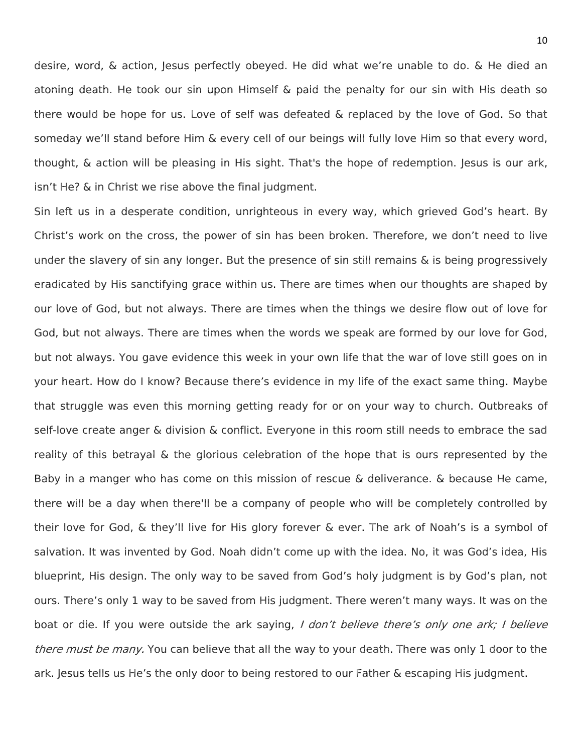desire, word, & action, Jesus perfectly obeyed. He did what we're unable to do. & He died an atoning death. He took our sin upon Himself & paid the penalty for our sin with His death so there would be hope for us. Love of self was defeated & replaced by the love of God. So that someday we'll stand before Him & every cell of our beings will fully love Him so that every word, thought, & action will be pleasing in His sight. That's the hope of redemption. Jesus is our ark, isn't He? & in Christ we rise above the final judgment.

Sin left us in a desperate condition, unrighteous in every way, which grieved God's heart. By Christ's work on the cross, the power of sin has been broken. Therefore, we don't need to live under the slavery of sin any longer. But the presence of sin still remains & is being progressively eradicated by His sanctifying grace within us. There are times when our thoughts are shaped by our love of God, but not always. There are times when the things we desire flow out of love for God, but not always. There are times when the words we speak are formed by our love for God, but not always. You gave evidence this week in your own life that the war of love still goes on in your heart. How do I know? Because there's evidence in my life of the exact same thing. Maybe that struggle was even this morning getting ready for or on your way to church. Outbreaks of self-love create anger & division & conflict. Everyone in this room still needs to embrace the sad reality of this betrayal & the glorious celebration of the hope that is ours represented by the Baby in a manger who has come on this mission of rescue & deliverance. & because He came, there will be a day when there'll be a company of people who will be completely controlled by their love for God, & they'll live for His glory forever & ever. The ark of Noah's is a symbol of salvation. It was invented by God. Noah didn't come up with the idea. No, it was God's idea, His blueprint, His design. The only way to be saved from God's holy judgment is by God's plan, not ours. There's only 1 way to be saved from His judgment. There weren't many ways. It was on the boat or die. If you were outside the ark saying, *I don't believe there's only one ark; I believe there must be many.* You can believe that all the way to your death. There was only 1 door to the ark. Jesus tells us He's the only door to being restored to our Father & escaping His judgment.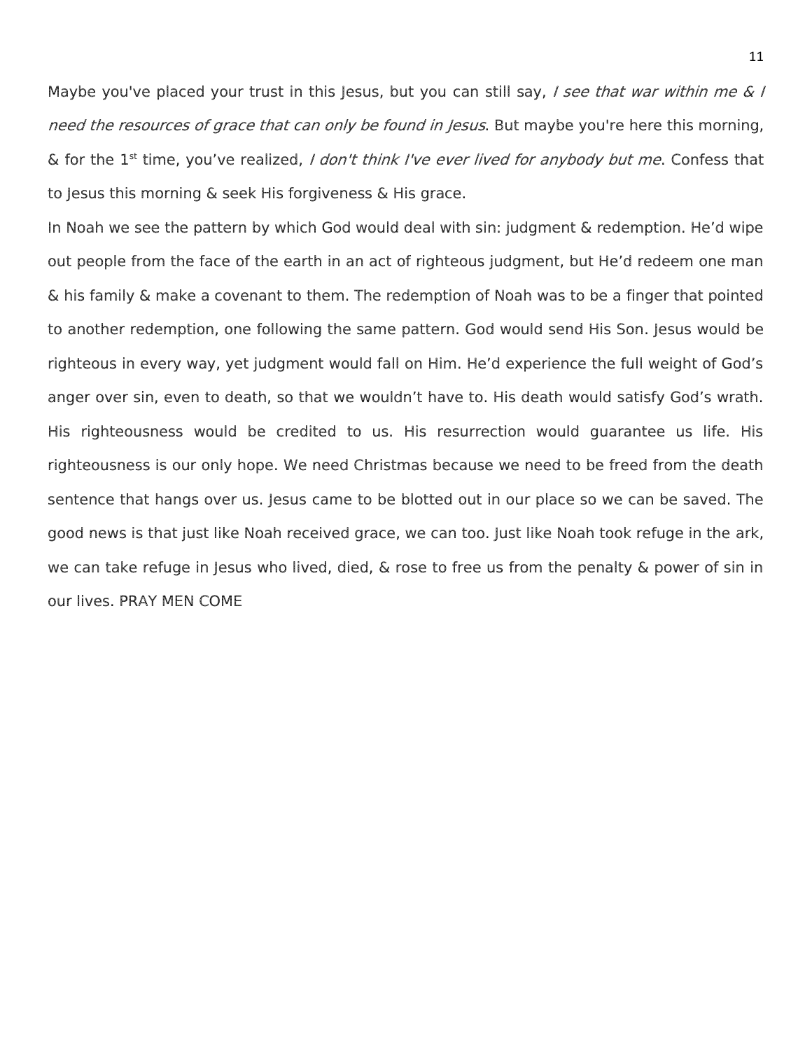Maybe you've placed your trust in this Jesus, but you can still say, *I see that war within me & I need the resources of grace that can only be found in Jesus*. But maybe you're here this morning, & for the 1st time, you've realized, *I don't think I've ever lived for anybody but me*. Confess that to Jesus this morning & seek His forgiveness & His grace.

In Noah we see the pattern by which God would deal with sin: judgment & redemption. He'd wipe out people from the face of the earth in an act of righteous judgment, but He'd redeem one man & his family & make a covenant to them. The redemption of Noah was to be a finger that pointed to another redemption, one following the same pattern. God would send His Son. Jesus would be righteous in every way, yet judgment would fall on Him. He'd experience the full weight of God's anger over sin, even to death, so that we wouldn't have to. His death would satisfy God's wrath. His righteousness would be credited to us. His resurrection would guarantee us life. His righteousness is our only hope. We need Christmas because we need to be freed from the death sentence that hangs over us. Jesus came to be blotted out in our place so we can be saved. The good news is that just like Noah received grace, we can too. Just like Noah took refuge in the ark, we can take refuge in Jesus who lived, died, & rose to free us from the penalty & power of sin in our lives. PRAY MEN COME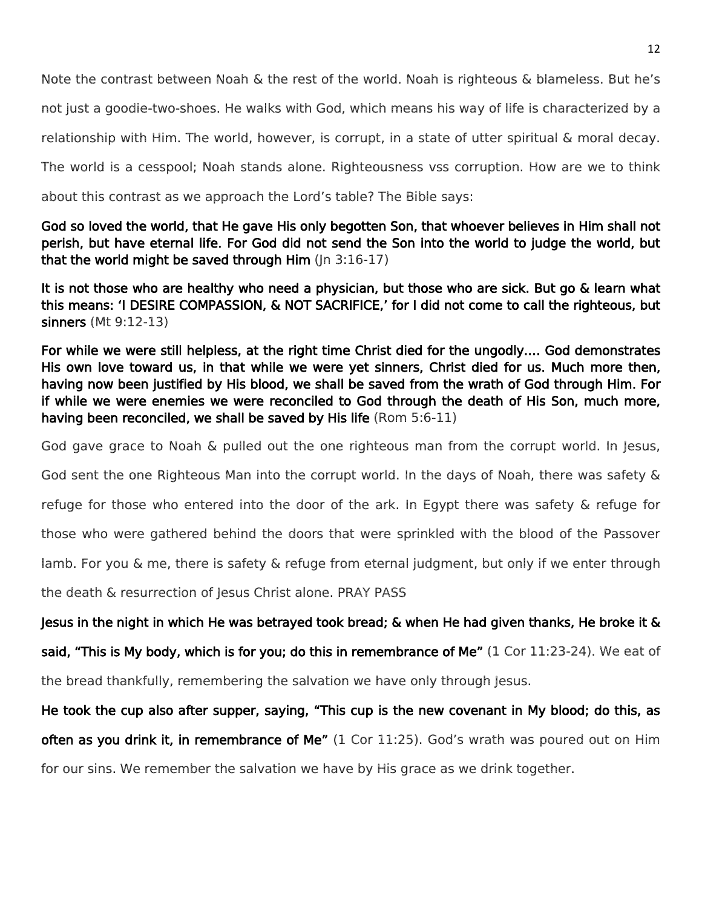Note the contrast between Noah & the rest of the world. Noah is righteous & blameless. But he's not just a goodie-two-shoes. He walks with God, which means his way of life is characterized by a relationship with Him. The world, however, is corrupt, in a state of utter spiritual & moral decay. The world is a cesspool; Noah stands alone. Righteousness vss corruption. How are we to think about this contrast as we approach the Lord's table? The Bible says:

**God so loved the world, that He gave His only begotten Son, that whoever believes in Him shall not perish, but have eternal life. For God did not send the Son into the world to judge the world, but that the world might be saved through Him** (Jn 3:16-17)

**It is not those who are healthy who need a physician, but those who are sick. But go & learn what this means: 'I DESIRE COMPASSION, & NOT SACRIFICE,' for I did not come to call the righteous, but sinners** (Mt 9:12-13)

**For while we were still helpless, at the right time Christ died for the ungodly.... God demonstrates His own love toward us, in that while we were yet sinners, Christ died for us. Much more then, having now been justified by His blood, we shall be saved from the wrath of God through Him. For if while we were enemies we were reconciled to God through the death of His Son, much more, having been reconciled, we shall be saved by His life** (Rom 5:6-11)

God gave grace to Noah & pulled out the one righteous man from the corrupt world. In Jesus, God sent the one Righteous Man into the corrupt world. In the days of Noah, there was safety & refuge for those who entered into the door of the ark. In Egypt there was safety & refuge for those who were gathered behind the doors that were sprinkled with the blood of the Passover lamb. For you & me, there is safety & refuge from eternal judgment, but only if we enter through the death & resurrection of Jesus Christ alone. PRAY PASS

**Jesus in the night in which He was betrayed took bread; & when He had given thanks, He broke it & said, "This is My body, which is for you; do this in remembrance of Me"** (1 Cor 11:23-24). We eat of the bread thankfully, remembering the salvation we have only through Jesus.

**He took the cup also after supper, saying, "This cup is the new covenant in My blood; do this, as often as you drink it, in remembrance of Me"** (1 Cor 11:25). God's wrath was poured out on Him for our sins. We remember the salvation we have by His grace as we drink together.